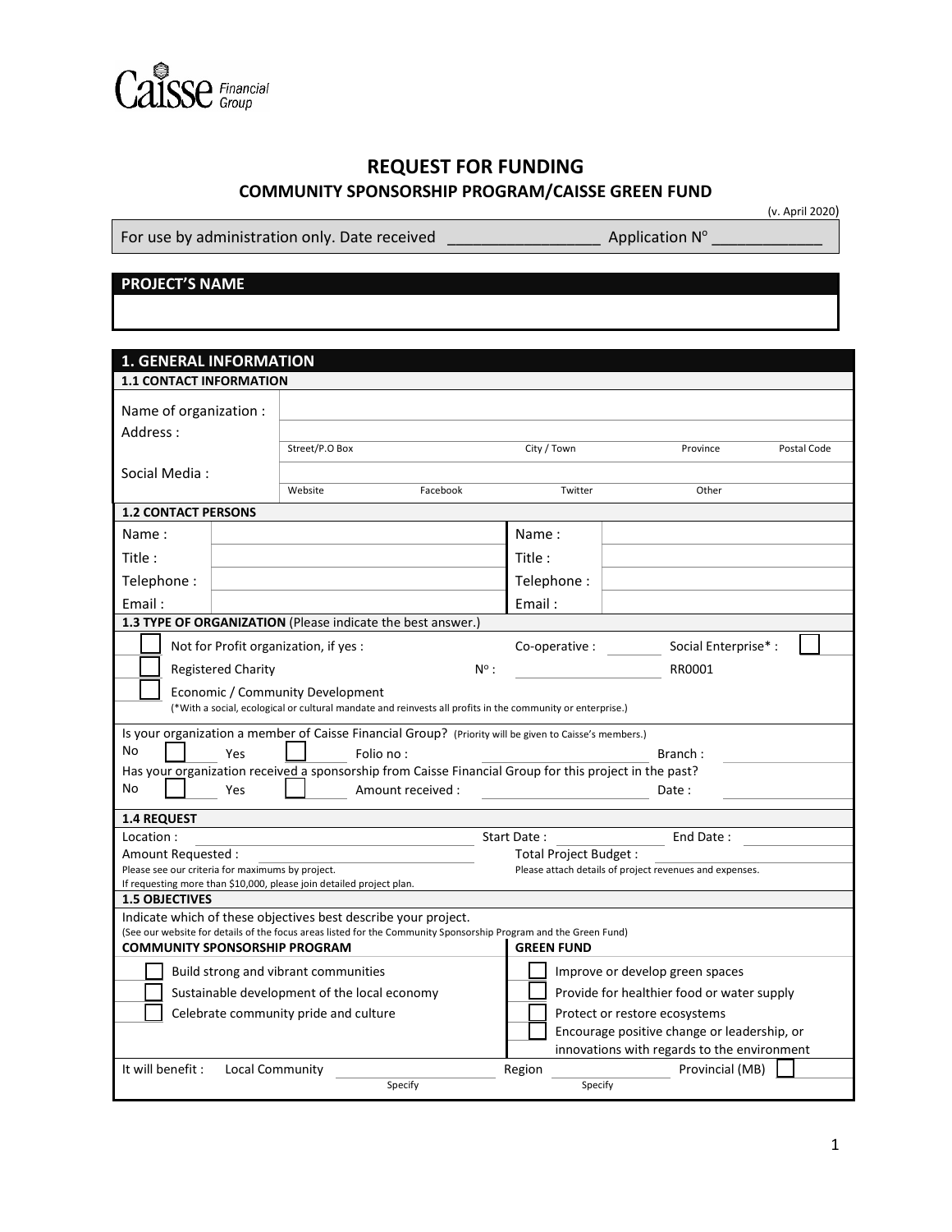Caisse Financial Group

# REQUEST FOR FUNDING

## COMMUNITY SPONSORSHIP PROGRAM/CAISSE GREEN FUND

(v. April 2020)

For use by administration only. Date received ________________ Application N° ____________

## PROJECT'S NAME

## 1. GENERAL INFORMATION

### 1.1 CONTACT INFORMATION

| | | | | |
|---|---|---|---|---|
| Name of organization : | | | | |
| Address : | Street/P.O Box | City / Town | Province | Postal Code |
| Social Media : | Website | Facebook | Twitter | Other |

### 1.2 CONTACT PERSONS

| | | | |
|---|---|---|---|
| Name : | | Name : | |
| Title : | | Title : | |
| Telephone : | | Telephone : | |
| Email : | | Email : | |

### 1.3 TYPE OF ORGANIZATION (Please indicate the best answer.)

- ☐ Not for Profit organization, if yes : Co-operative : ______ Social Enterprise* : ☐
- ☐ Registered Charity N° : ____________ RR0001
- ☐ Economic / Community Development

(*With a social, ecological or cultural mandate and reinvests all profits in the community or enterprise.)

Is your organization a member of Caisse Financial Group? (Priority will be given to Caisse's members.)

No ☐ Yes ☐ Folio no : ____________ Branch : ____________

Has your organization received a sponsorship from Caisse Financial Group for this project in the past?

No ☐ Yes ☐ Amount received : ____________ Date : ____________

### 1.4 REQUEST

Location : ____________ Start Date : ____________ End Date : ____________

Amount Requested : ____________ Total Project Budget : ____________

Please see our criteria for maximums by project.
If requesting more than $10,000, please join detailed project plan.

Please attach details of project revenues and expenses.

### 1.5 OBJECTIVES

Indicate which of these objectives best describe your project.
(See our website for details of the focus areas listed for the Community Sponsorship Program and the Green Fund)

**COMMUNITY SPONSORSHIP PROGRAM**

- ☐ Build strong and vibrant communities
- ☐ Sustainable development of the local economy
- ☐ Celebrate community pride and culture

**GREEN FUND**

- ☐ Improve or develop green spaces
- ☐ Provide for healthier food or water supply
- ☐ Protect or restore ecosystems
- ☐ Encourage positive change or leadership, or innovations with regards to the environment

It will benefit : Local Community ____________ (Specify) Region ____________ (Specify) Provincial (MB) ☐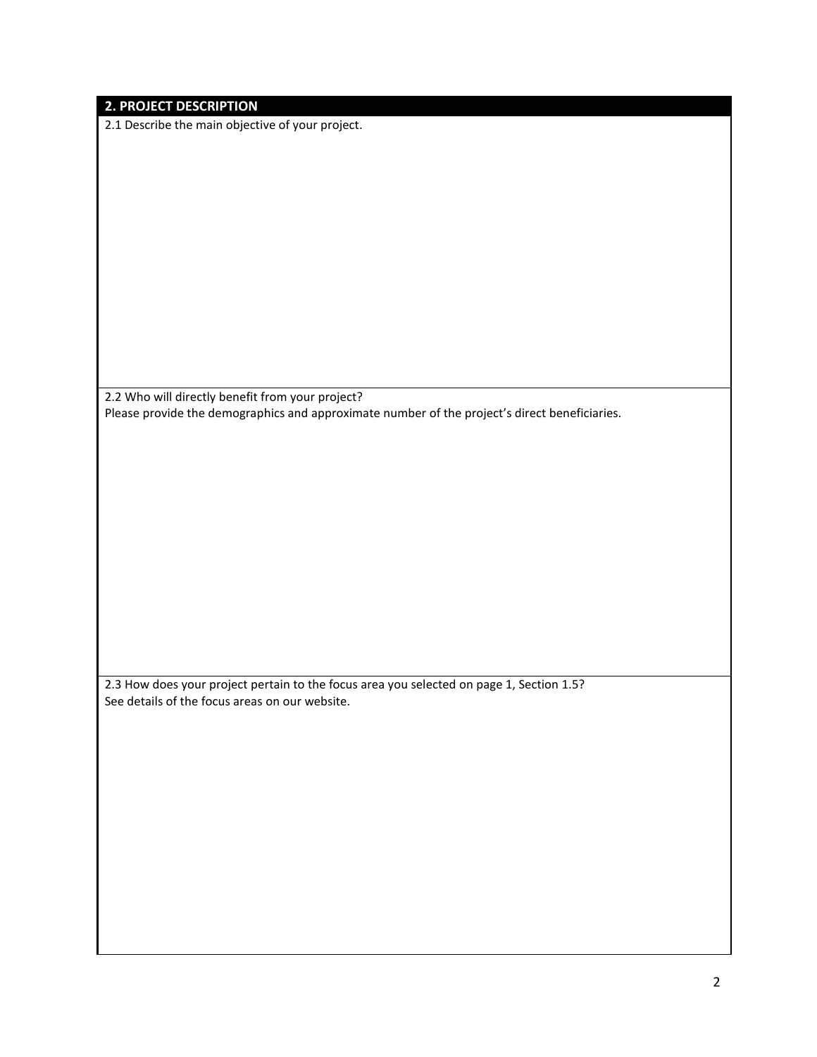## 2. PROJECT DESCRIPTION

2.1 Describe the main objective of your project.

2.2 Who will directly benefit from your project?
Please provide the demographics and approximate number of the project's direct beneficiaries.

2.3 How does your project pertain to the focus area you selected on page 1, Section 1.5?
See details of the focus areas on our website.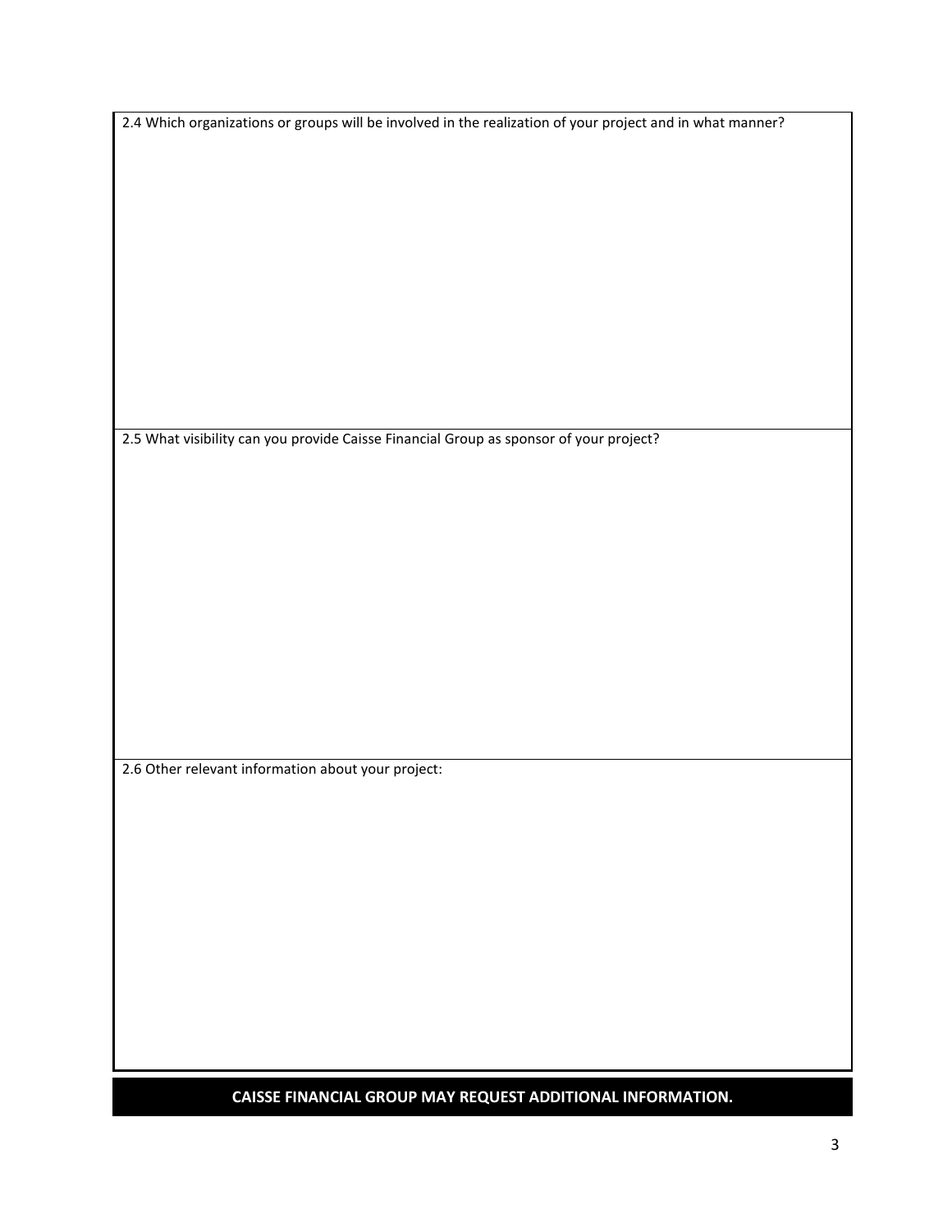2.4 Which organizations or groups will be involved in the realization of your project and in what manner?

2.5 What visibility can you provide Caisse Financial Group as sponsor of your project?

2.6 Other relevant information about your project:

**CAISSE FINANCIAL GROUP MAY REQUEST ADDITIONAL INFORMATION.**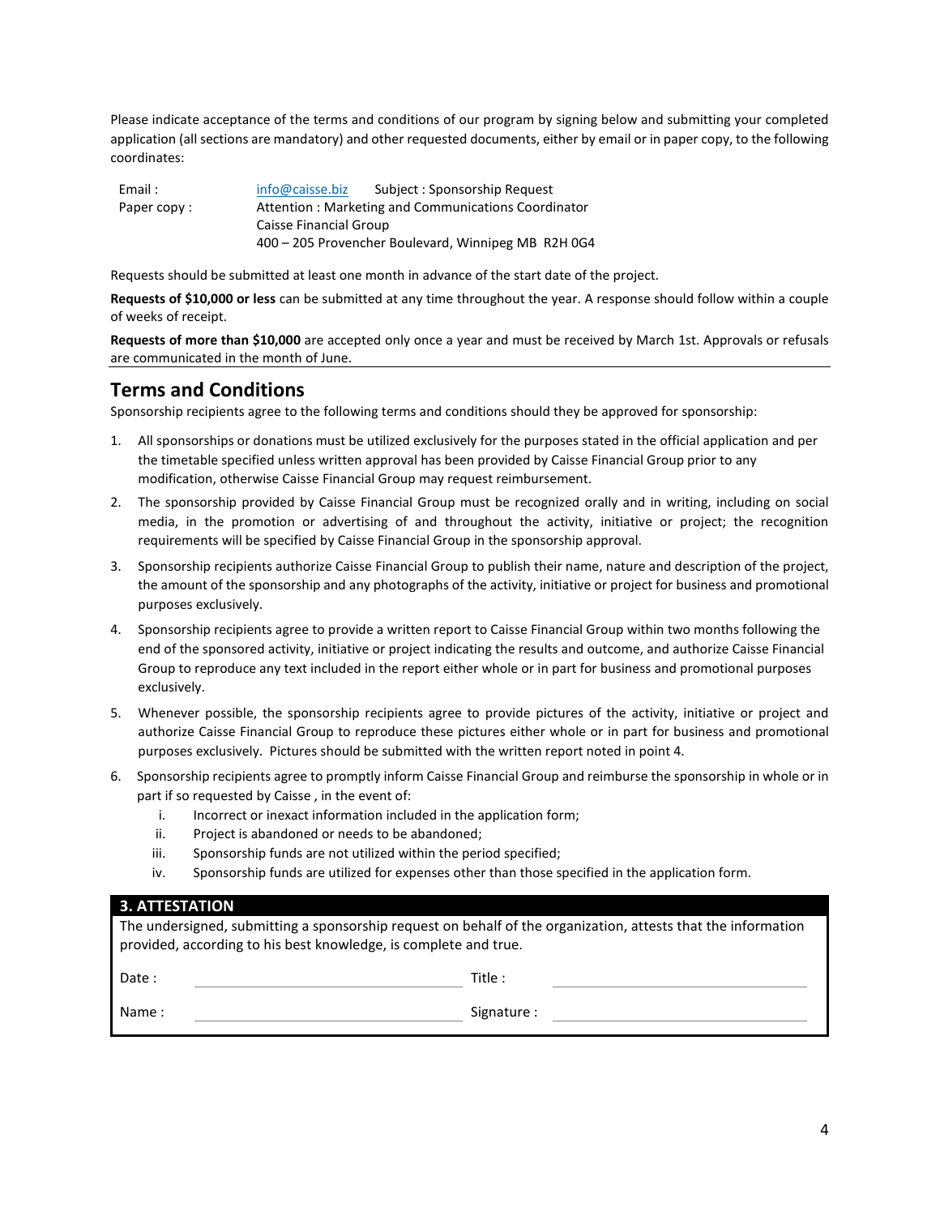Please indicate acceptance of the terms and conditions of our program by signing below and submitting your completed application (all sections are mandatory) and other requested documents, either by email or in paper copy, to the following coordinates:

| | |
|---|---|
| Email : | info@caisse.biz Subject : Sponsorship Request |
| Paper copy : | Attention : Marketing and Communications Coordinator<br>Caisse Financial Group<br>400 – 205 Provencher Boulevard, Winnipeg MB R2H 0G4 |

Requests should be submitted at least one month in advance of the start date of the project.

**Requests of $10,000 or less** can be submitted at any time throughout the year. A response should follow within a couple of weeks of receipt.

**Requests of more than $10,000** are accepted only once a year and must be received by March 1st. Approvals or refusals are communicated in the month of June.

## Terms and Conditions

Sponsorship recipients agree to the following terms and conditions should they be approved for sponsorship:

1. All sponsorships or donations must be utilized exclusively for the purposes stated in the official application and per the timetable specified unless written approval has been provided by Caisse Financial Group prior to any modification, otherwise Caisse Financial Group may request reimbursement.
2. The sponsorship provided by Caisse Financial Group must be recognized orally and in writing, including on social media, in the promotion or advertising of and throughout the activity, initiative or project; the recognition requirements will be specified by Caisse Financial Group in the sponsorship approval.
3. Sponsorship recipients authorize Caisse Financial Group to publish their name, nature and description of the project, the amount of the sponsorship and any photographs of the activity, initiative or project for business and promotional purposes exclusively.
4. Sponsorship recipients agree to provide a written report to Caisse Financial Group within two months following the end of the sponsored activity, initiative or project indicating the results and outcome, and authorize Caisse Financial Group to reproduce any text included in the report either whole or in part for business and promotional purposes exclusively.
5. Whenever possible, the sponsorship recipients agree to provide pictures of the activity, initiative or project and authorize Caisse Financial Group to reproduce these pictures either whole or in part for business and promotional purposes exclusively. Pictures should be submitted with the written report noted in point 4.
6. Sponsorship recipients agree to promptly inform Caisse Financial Group and reimburse the sponsorship in whole or in part if so requested by Caisse , in the event of:
   i. Incorrect or inexact information included in the application form;
   ii. Project is abandoned or needs to be abandoned;
   iii. Sponsorship funds are not utilized within the period specified;
   iv. Sponsorship funds are utilized for expenses other than those specified in the application form.

## 3. ATTESTATION

The undersigned, submitting a sponsorship request on behalf of the organization, attests that the information provided, according to his best knowledge, is complete and true.

| | | | |
|---|---|---|---|
| Date : | | Title : | |
| Name : | | Signature : | |